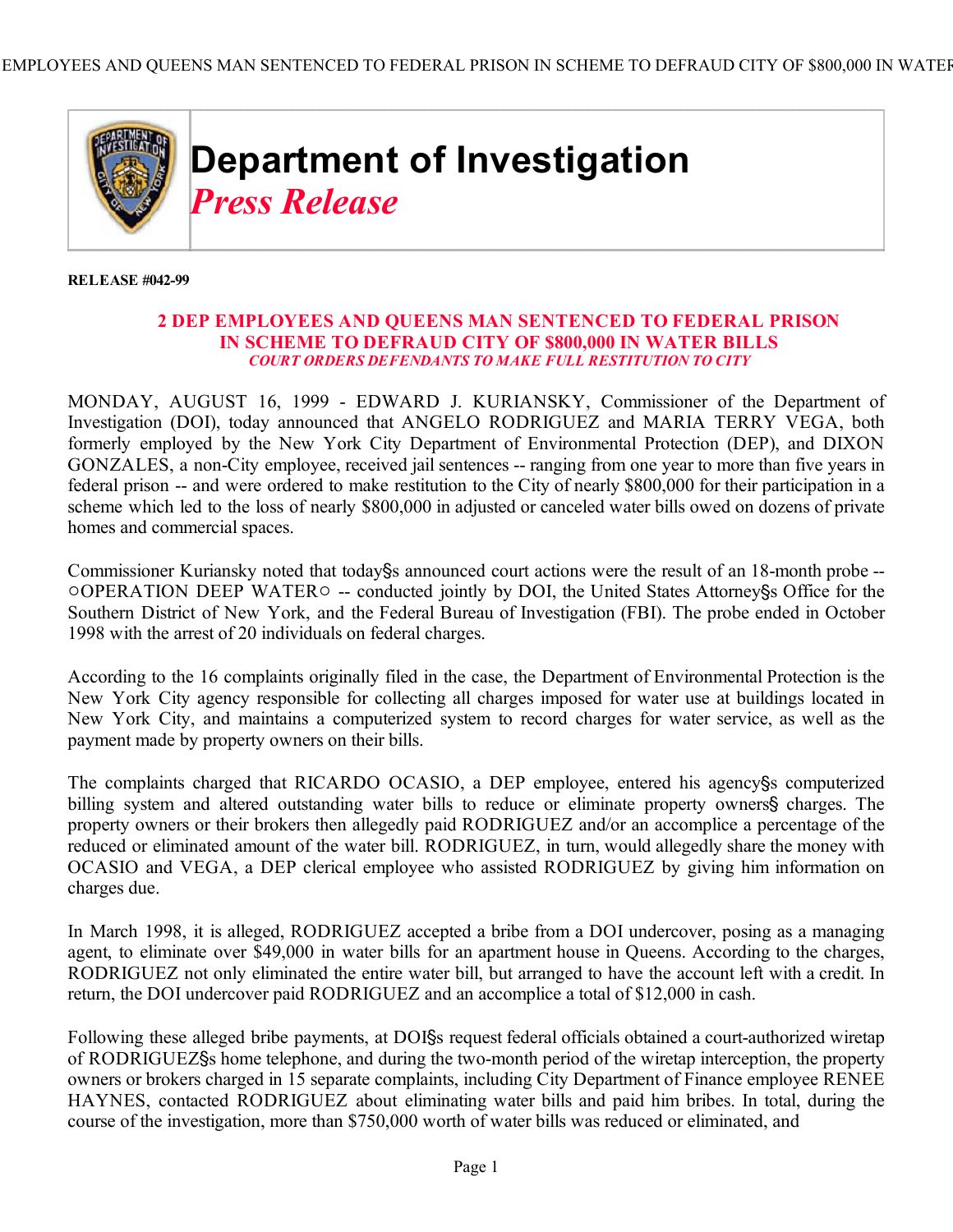# Department of Investigation
## *Press Release*

**RELEASE #042-99**

**2 DEP EMPLOYEES AND QUEENS MAN SENTENCED TO FEDERAL PRISON IN SCHEME TO DEFRAUD CITY OF $800,000 IN WATER BILLS**

***COURT ORDERS DEFENDANTS TO MAKE FULL RESTITUTION TO CITY***

MONDAY, AUGUST 16, 1999 - EDWARD J. KURIANSKY, Commissioner of the Department of Investigation (DOI), today announced that ANGELO RODRIGUEZ and MARIA TERRY VEGA, both formerly employed by the New York City Department of Environmental Protection (DEP), and DIXON GONZALES, a non-City employee, received jail sentences -- ranging from one year to more than five years in federal prison -- and were ordered to make restitution to the City of nearly $800,000 for their participation in a scheme which led to the loss of nearly $800,000 in adjusted or canceled water bills owed on dozens of private homes and commercial spaces.

Commissioner Kuriansky noted that today§s announced court actions were the result of an 18-month probe -- ○OPERATION DEEP WATER○ -- conducted jointly by DOI, the United States Attorney§s Office for the Southern District of New York, and the Federal Bureau of Investigation (FBI). The probe ended in October 1998 with the arrest of 20 individuals on federal charges.

According to the 16 complaints originally filed in the case, the Department of Environmental Protection is the New York City agency responsible for collecting all charges imposed for water use at buildings located in New York City, and maintains a computerized system to record charges for water service, as well as the payment made by property owners on their bills.

The complaints charged that RICARDO OCASIO, a DEP employee, entered his agency§s computerized billing system and altered outstanding water bills to reduce or eliminate property owners§ charges. The property owners or their brokers then allegedly paid RODRIGUEZ and/or an accomplice a percentage of the reduced or eliminated amount of the water bill. RODRIGUEZ, in turn, would allegedly share the money with OCASIO and VEGA, a DEP clerical employee who assisted RODRIGUEZ by giving him information on charges due.

In March 1998, it is alleged, RODRIGUEZ accepted a bribe from a DOI undercover, posing as a managing agent, to eliminate over $49,000 in water bills for an apartment house in Queens. According to the charges, RODRIGUEZ not only eliminated the entire water bill, but arranged to have the account left with a credit. In return, the DOI undercover paid RODRIGUEZ and an accomplice a total of $12,000 in cash.

Following these alleged bribe payments, at DOI§s request federal officials obtained a court-authorized wiretap of RODRIGUEZ§s home telephone, and during the two-month period of the wiretap interception, the property owners or brokers charged in 15 separate complaints, including City Department of Finance employee RENEE HAYNES, contacted RODRIGUEZ about eliminating water bills and paid him bribes. In total, during the course of the investigation, more than $750,000 worth of water bills was reduced or eliminated, and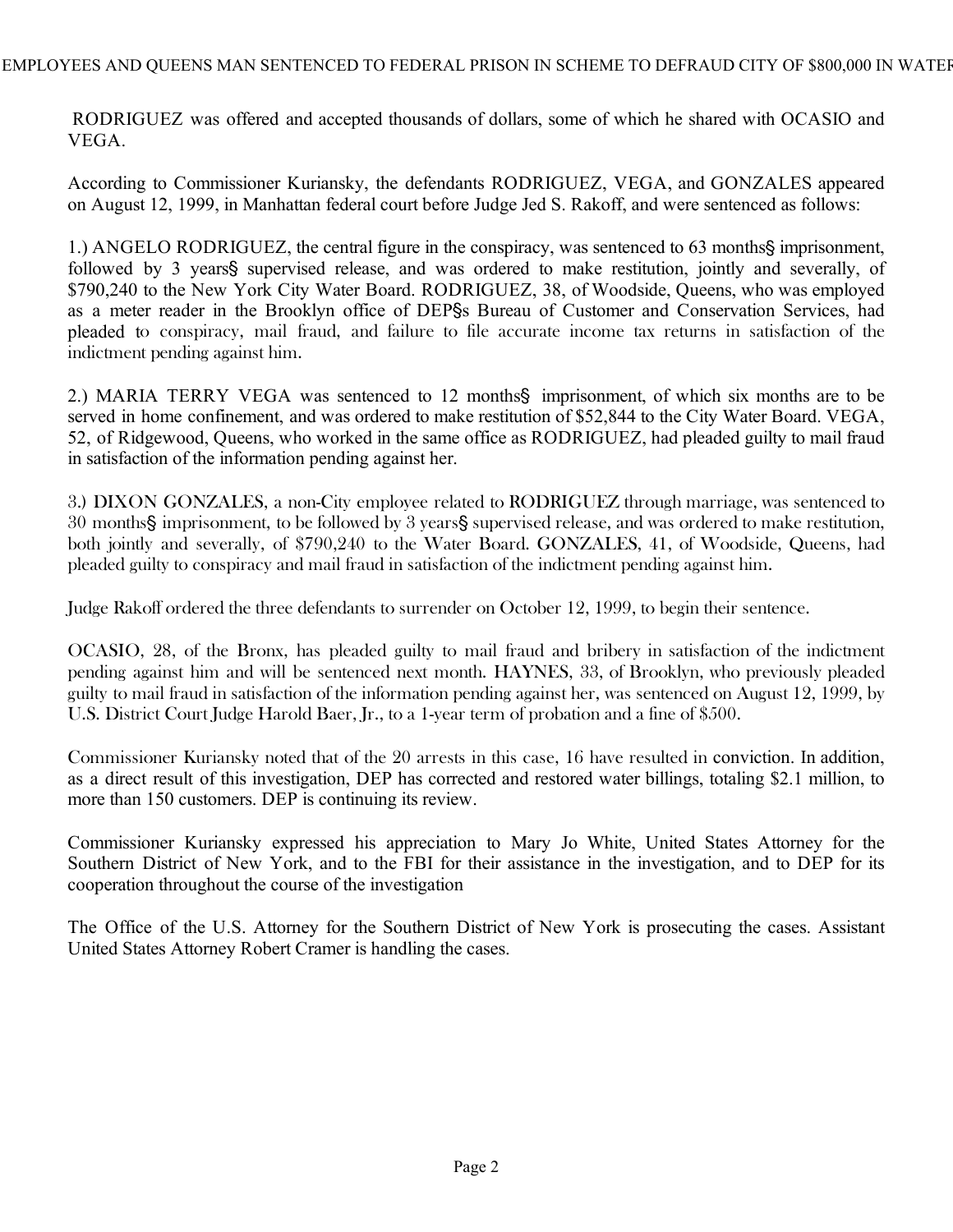RODRIGUEZ was offered and accepted thousands of dollars, some of which he shared with OCASIO and VEGA.

According to Commissioner Kuriansky, the defendants RODRIGUEZ, VEGA, and GONZALES appeared on August 12, 1999, in Manhattan federal court before Judge Jed S. Rakoff, and were sentenced as follows:

1.) ANGELO RODRIGUEZ, the central figure in the conspiracy, was sentenced to 63 months§ imprisonment, followed by 3 years§ supervised release, and was ordered to make restitution, jointly and severally, of $790,240 to the New York City Water Board. RODRIGUEZ, 38, of Woodside, Queens, who was employed as a meter reader in the Brooklyn office of DEP§s Bureau of Customer and Conservation Services, had pleaded to conspiracy, mail fraud, and failure to file accurate income tax returns in satisfaction of the indictment pending against him.

2.) MARIA TERRY VEGA was sentenced to 12 months§ imprisonment, of which six months are to be served in home confinement, and was ordered to make restitution of $52,844 to the City Water Board. VEGA, 52, of Ridgewood, Queens, who worked in the same office as RODRIGUEZ, had pleaded guilty to mail fraud in satisfaction of the information pending against her.

3.) DIXON GONZALES, a non-City employee related to RODRIGUEZ through marriage, was sentenced to 30 months§ imprisonment, to be followed by 3 years§ supervised release, and was ordered to make restitution, both jointly and severally, of $790,240 to the Water Board. GONZALES, 41, of Woodside, Queens, had pleaded guilty to conspiracy and mail fraud in satisfaction of the indictment pending against him.

Judge Rakoff ordered the three defendants to surrender on October 12, 1999, to begin their sentence.

OCASIO, 28, of the Bronx, has pleaded guilty to mail fraud and bribery in satisfaction of the indictment pending against him and will be sentenced next month. HAYNES, 33, of Brooklyn, who previously pleaded guilty to mail fraud in satisfaction of the information pending against her, was sentenced on August 12, 1999, by U.S. District Court Judge Harold Baer, Jr., to a 1-year term of probation and a fine of $500.

Commissioner Kuriansky noted that of the 20 arrests in this case, 16 have resulted in conviction. In addition, as a direct result of this investigation, DEP has corrected and restored water billings, totaling $2.1 million, to more than 150 customers. DEP is continuing its review.

Commissioner Kuriansky expressed his appreciation to Mary Jo White, United States Attorney for the Southern District of New York, and to the FBI for their assistance in the investigation, and to DEP for its cooperation throughout the course of the investigation

The Office of the U.S. Attorney for the Southern District of New York is prosecuting the cases. Assistant United States Attorney Robert Cramer is handling the cases.